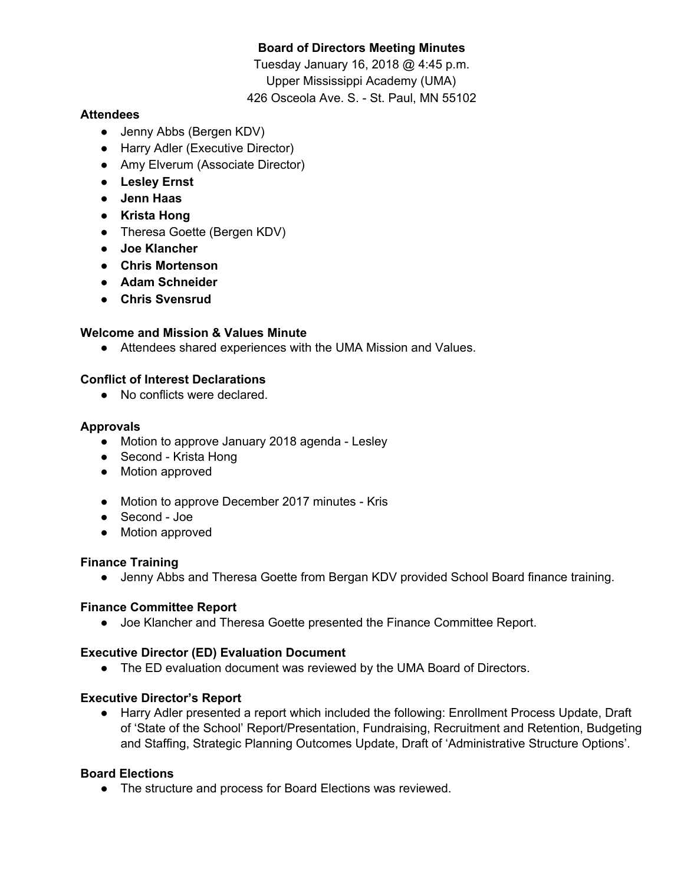**Board of Directors Meeting Minutes**

Tuesday January 16, 2018 @ 4:45 p.m.

Upper Mississippi Academy (UMA)

426 Osceola Ave. S. - St. Paul, MN 55102

**Attendees**

- Jenny Abbs (Bergen KDV)
- Harry Adler (Executive Director)
- Amy Elverum (Associate Director)
- **Lesley Ernst**
- **Jenn Haas**
- **Krista Hong**
- Theresa Goette (Bergen KDV)
- **Joe Klancher**
- **Chris Mortenson**
- **Adam Schneider**
- **Chris Svensrud**

**Welcome and Mission & Values Minute**

- Attendees shared experiences with the UMA Mission and Values.

**Conflict of Interest Declarations**

- No conflicts were declared.

**Approvals**

- Motion to approve January 2018 agenda - Lesley
- Second - Krista Hong
- Motion approved

- Motion to approve December 2017 minutes - Kris
- Second - Joe
- Motion approved

**Finance Training**

- Jenny Abbs and Theresa Goette from Bergan KDV provided School Board finance training.

**Finance Committee Report**

- Joe Klancher and Theresa Goette presented the Finance Committee Report.

**Executive Director (ED) Evaluation Document**

- The ED evaluation document was reviewed by the UMA Board of Directors.

**Executive Director's Report**

- Harry Adler presented a report which included the following: Enrollment Process Update, Draft of 'State of the School' Report/Presentation, Fundraising, Recruitment and Retention, Budgeting and Staffing, Strategic Planning Outcomes Update, Draft of 'Administrative Structure Options'.

**Board Elections**

- The structure and process for Board Elections was reviewed.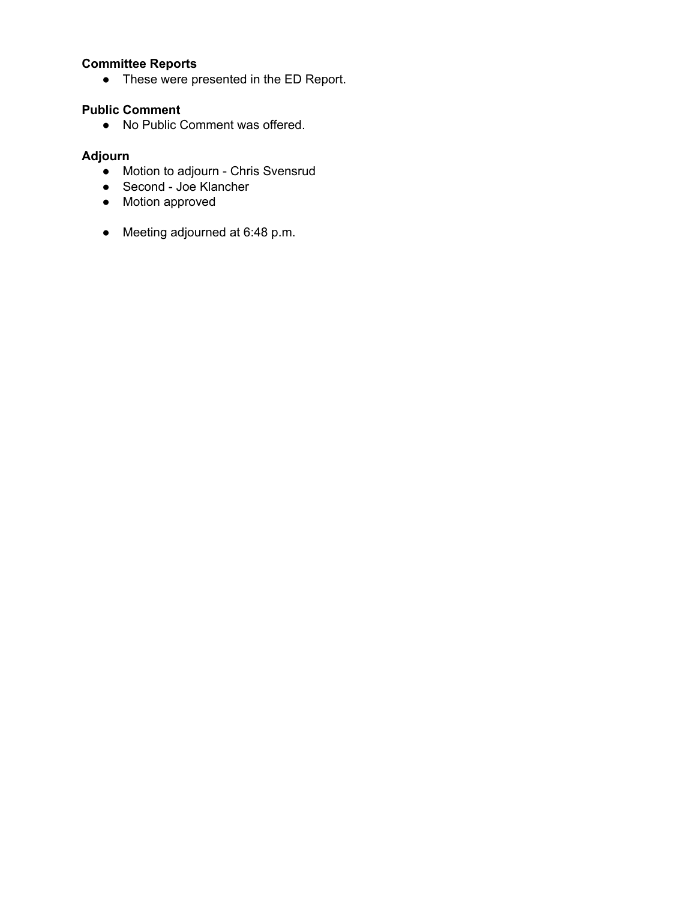**Committee Reports**

- These were presented in the ED Report.

**Public Comment**

- No Public Comment was offered.

**Adjourn**

- Motion to adjourn - Chris Svensrud
- Second - Joe Klancher
- Motion approved

- Meeting adjourned at 6:48 p.m.